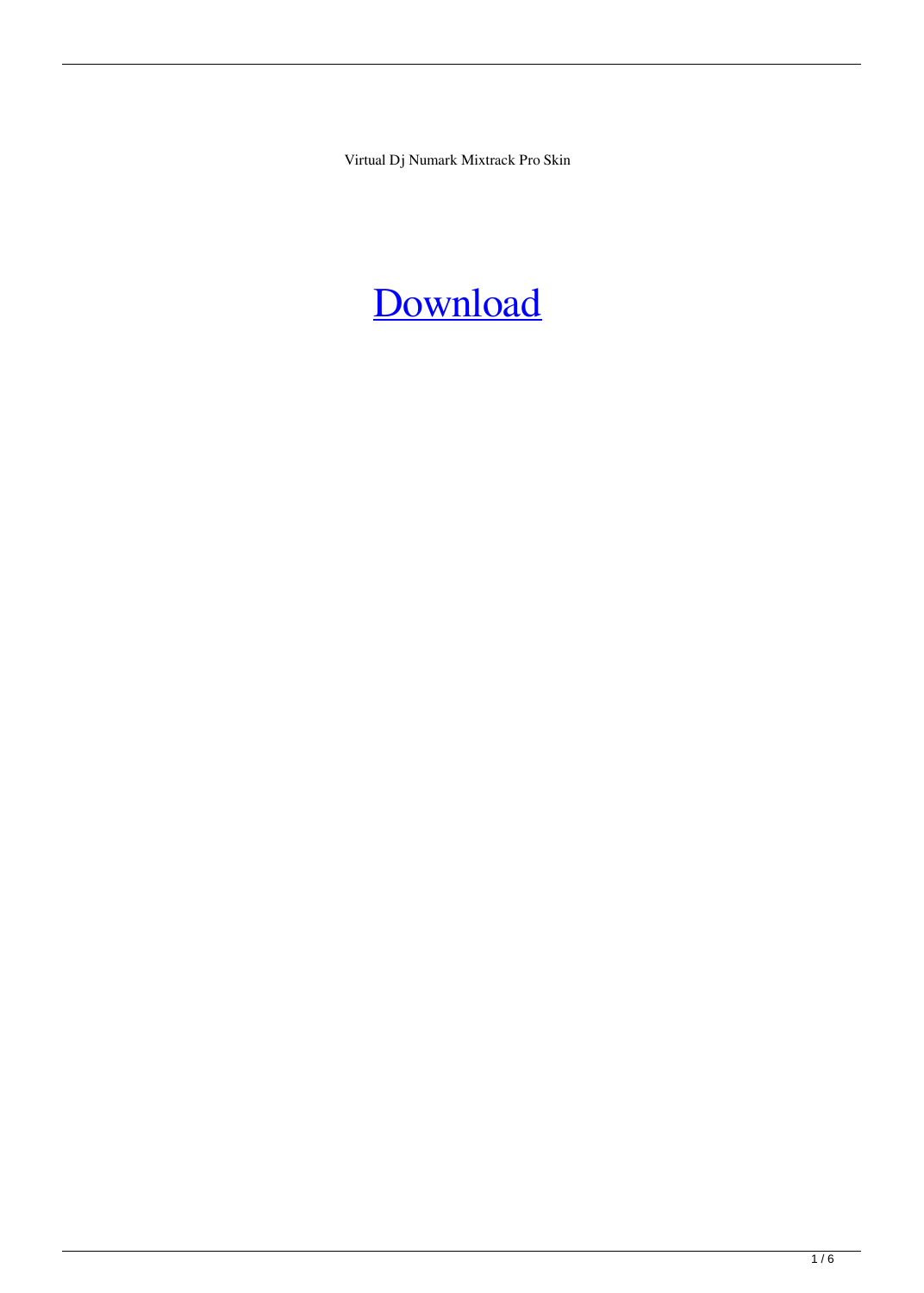Virtual Dj Numark Mixtrack Pro Skin

Download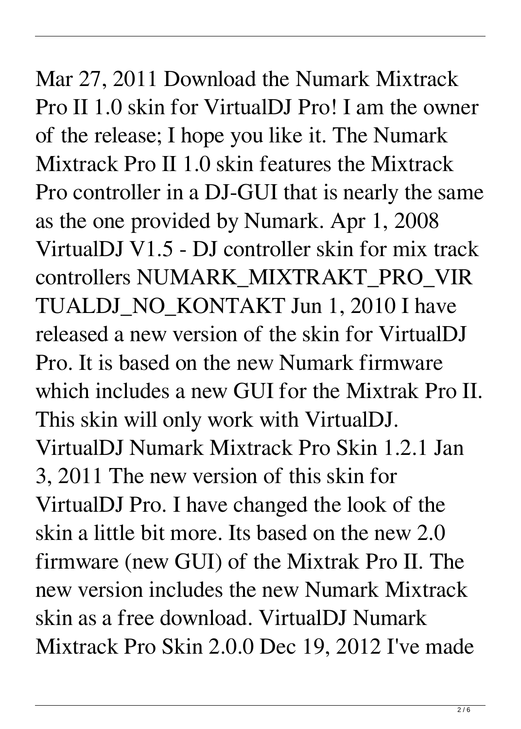Mar 27, 2011 Download the Numark Mixtrack Pro II 1.0 skin for VirtualDJ Pro! I am the owner of the release; I hope you like it. The Numark Mixtrack Pro II 1.0 skin features the Mixtrack Pro controller in a DJ-GUI that is nearly the same as the one provided by Numark. Apr 1, 2008 VirtualDJ V1.5 - DJ controller skin for mix track controllers NUMARK_MIXTRAKT_PRO_VIRTUALDJ_NO_KONTAKT Jun 1, 2010 I have released a new version of the skin for VirtualDJ Pro. It is based on the new Numark firmware which includes a new GUI for the Mixtrak Pro II. This skin will only work with VirtualDJ. VirtualDJ Numark Mixtrack Pro Skin 1.2.1 Jan 3, 2011 The new version of this skin for VirtualDJ Pro. I have changed the look of the skin a little bit more. Its based on the new 2.0 firmware (new GUI) of the Mixtrak Pro II. The new version includes the new Numark Mixtrack skin as a free download. VirtualDJ Numark Mixtrack Pro Skin 2.0.0 Dec 19, 2012 I've made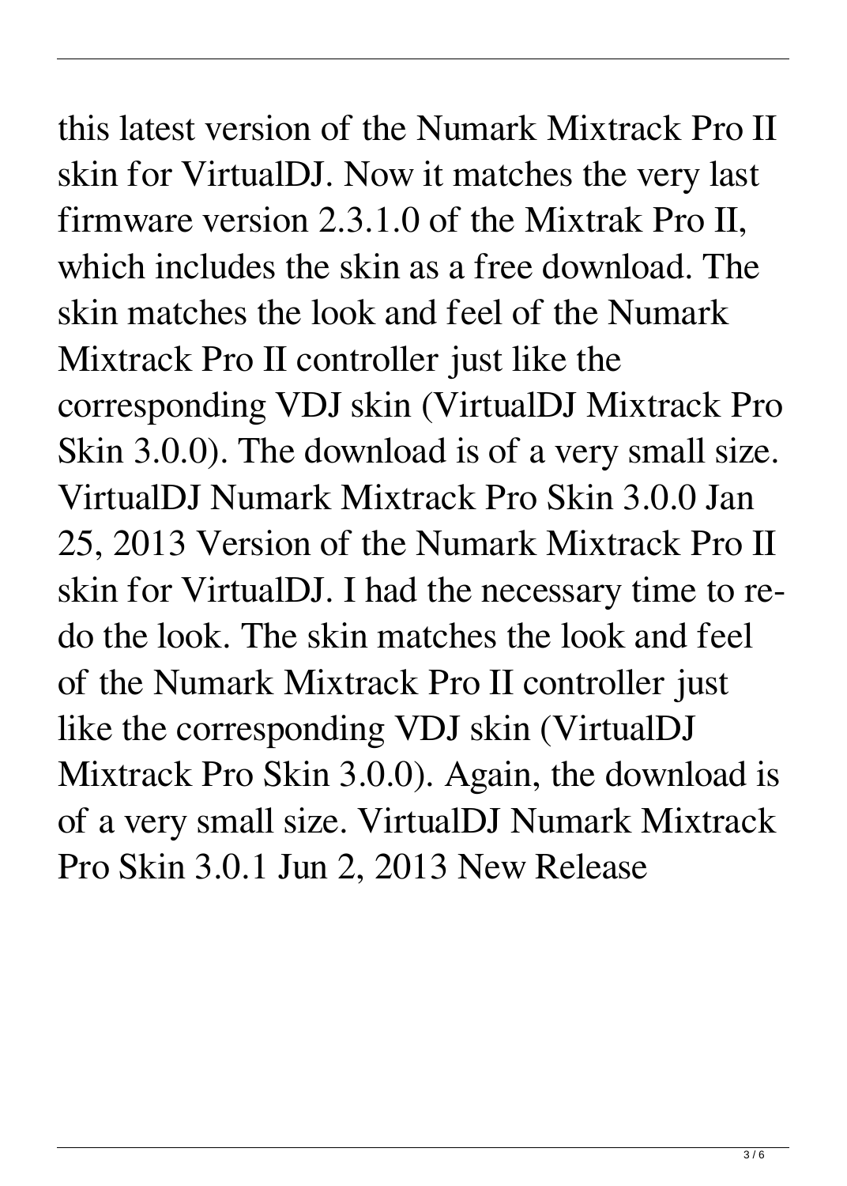this latest version of the Numark Mixtrack Pro II skin for VirtualDJ. Now it matches the very last firmware version 2.3.1.0 of the Mixtrak Pro II, which includes the skin as a free download. The skin matches the look and feel of the Numark Mixtrack Pro II controller just like the corresponding VDJ skin (VirtualDJ Mixtrack Pro Skin 3.0.0). The download is of a very small size. VirtualDJ Numark Mixtrack Pro Skin 3.0.0 Jan 25, 2013 Version of the Numark Mixtrack Pro II skin for VirtualDJ. I had the necessary time to re-do the look. The skin matches the look and feel of the Numark Mixtrack Pro II controller just like the corresponding VDJ skin (VirtualDJ Mixtrack Pro Skin 3.0.0). Again, the download is of a very small size. VirtualDJ Numark Mixtrack Pro Skin 3.0.1 Jun 2, 2013 New Release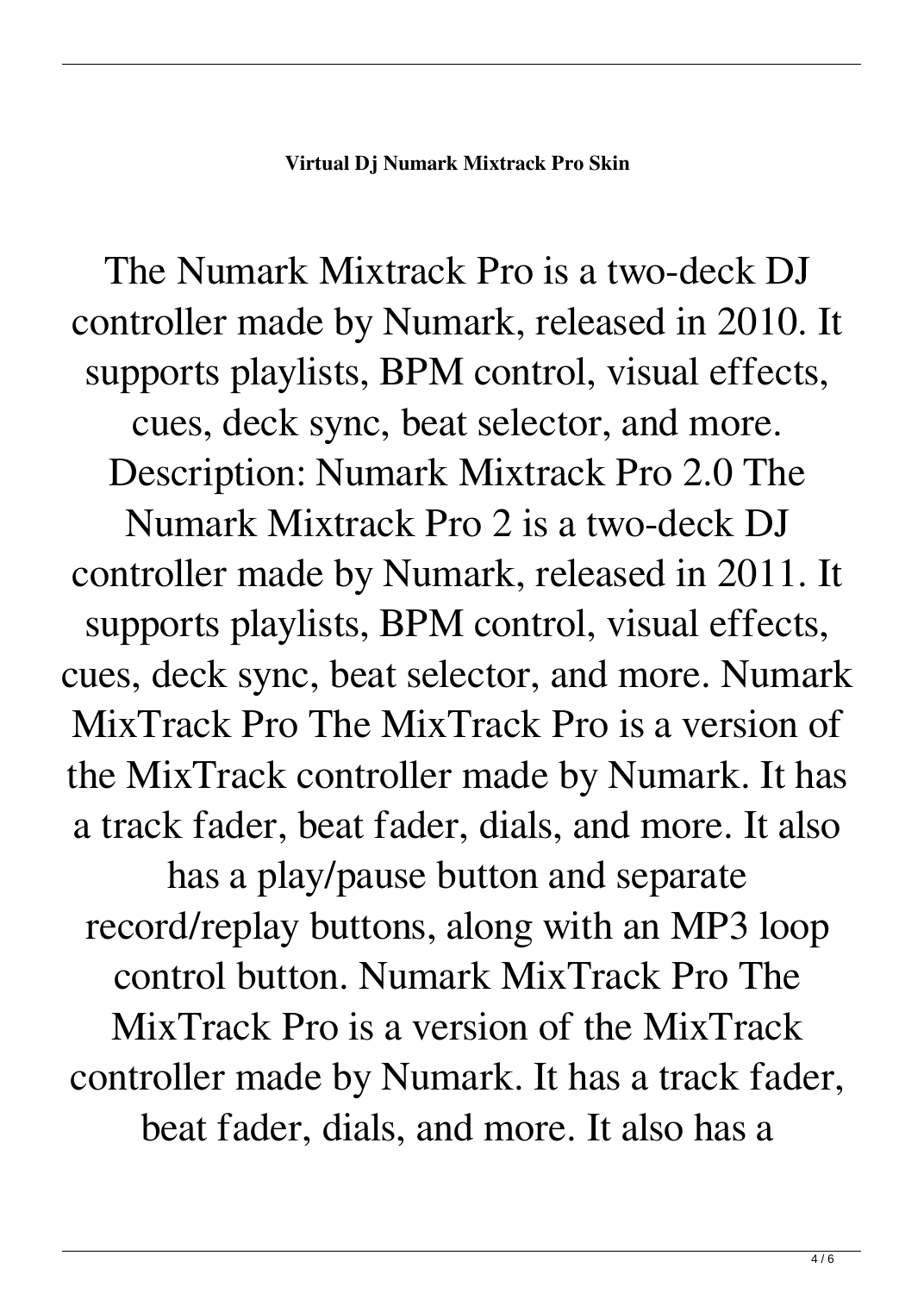**Virtual Dj Numark Mixtrack Pro Skin**

The Numark Mixtrack Pro is a two-deck DJ controller made by Numark, released in 2010. It supports playlists, BPM control, visual effects, cues, deck sync, beat selector, and more. Description: Numark Mixtrack Pro 2.0 The Numark Mixtrack Pro 2 is a two-deck DJ controller made by Numark, released in 2011. It supports playlists, BPM control, visual effects, cues, deck sync, beat selector, and more. Numark MixTrack Pro The MixTrack Pro is a version of the MixTrack controller made by Numark. It has a track fader, beat fader, dials, and more. It also has a play/pause button and separate record/replay buttons, along with an MP3 loop control button. Numark MixTrack Pro The MixTrack Pro is a version of the MixTrack controller made by Numark. It has a track fader, beat fader, dials, and more. It also has a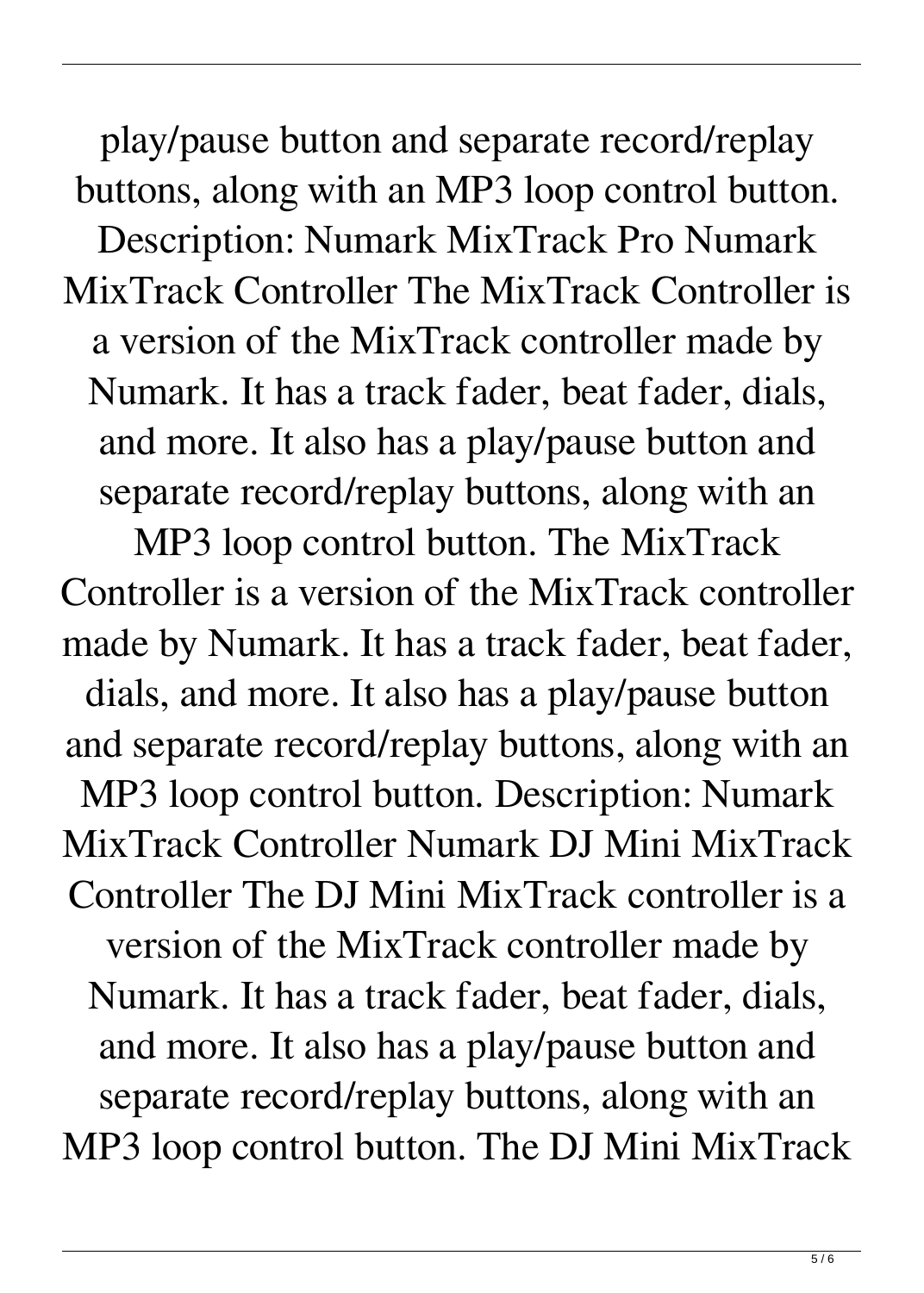play/pause button and separate record/replay buttons, along with an MP3 loop control button. Description: Numark MixTrack Pro Numark MixTrack Controller The MixTrack Controller is a version of the MixTrack controller made by Numark. It has a track fader, beat fader, dials, and more. It also has a play/pause button and separate record/replay buttons, along with an MP3 loop control button. The MixTrack Controller is a version of the MixTrack controller made by Numark. It has a track fader, beat fader, dials, and more. It also has a play/pause button and separate record/replay buttons, along with an MP3 loop control button. Description: Numark MixTrack Controller Numark DJ Mini MixTrack Controller The DJ Mini MixTrack controller is a version of the MixTrack controller made by Numark. It has a track fader, beat fader, dials, and more. It also has a play/pause button and separate record/replay buttons, along with an MP3 loop control button. The DJ Mini MixTrack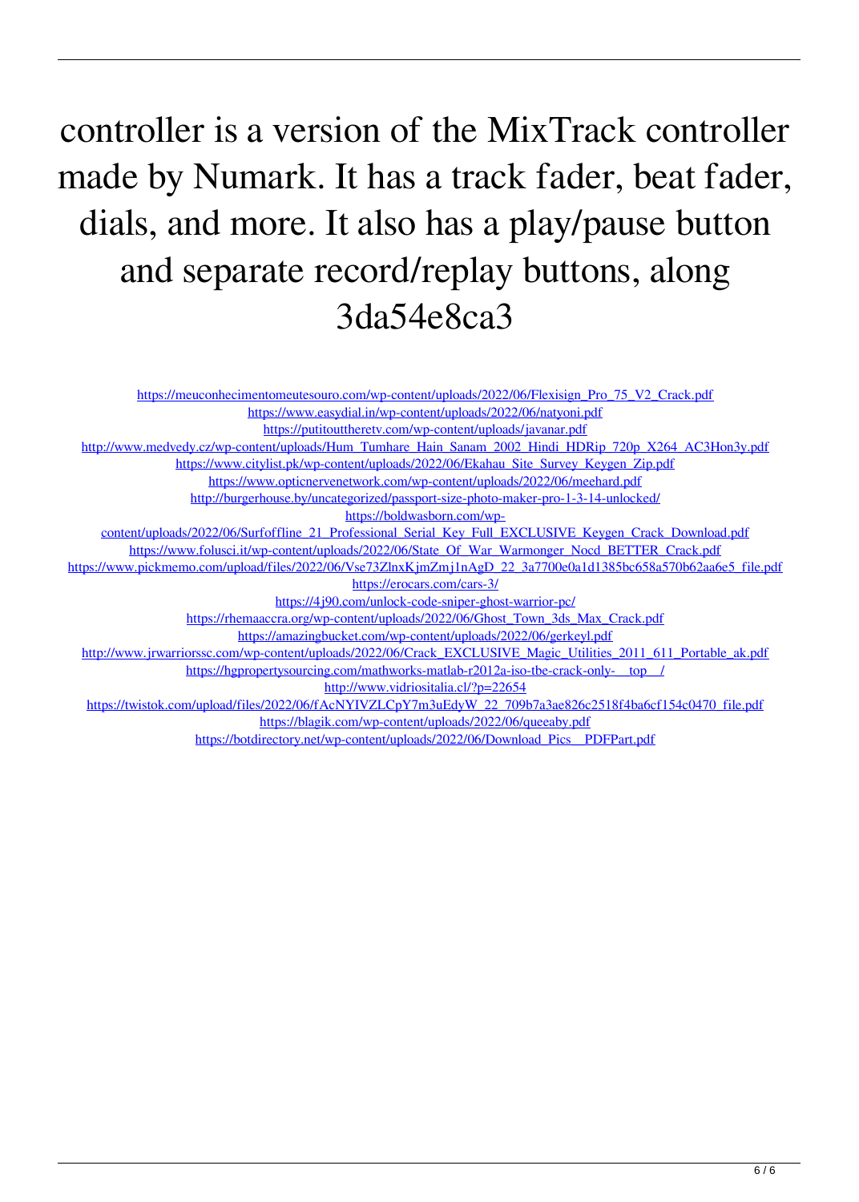controller is a version of the MixTrack controller made by Numark. It has a track fader, beat fader, dials, and more. It also has a play/pause button and separate record/replay buttons, along 3da54e8ca3

https://meuconhecimentomeutesouro.com/wp-content/uploads/2022/06/Flexisign_Pro_75_V2_Crack.pdf
https://www.easydial.in/wp-content/uploads/2022/06/natyoni.pdf
https://putitouttheretv.com/wp-content/uploads/javanar.pdf
http://www.medvedy.cz/wp-content/uploads/Hum_Tumhare_Hain_Sanam_2002_Hindi_HDRip_720p_X264_AC3Hon3y.pdf
https://www.citylist.pk/wp-content/uploads/2022/06/Ekahau_Site_Survey_Keygen_Zip.pdf
https://www.opticnervenetwork.com/wp-content/uploads/2022/06/meehard.pdf
http://burgerhouse.by/uncategorized/passport-size-photo-maker-pro-1-3-14-unlocked/
https://boldwasborn.com/wp-content/uploads/2022/06/Surfoffline_21_Professional_Serial_Key_Full_EXCLUSIVE_Keygen_Crack_Download.pdf
https://www.folusci.it/wp-content/uploads/2022/06/State_Of_War_Warmonger_Nocd_BETTER_Crack.pdf
https://www.pickmemo.com/upload/files/2022/06/Vse73ZlnxKjmZmj1nAgD_22_3a7700e0a1d1385bc658a570b62aa6e5_file.pdf
https://erocars.com/cars-3/
https://4j90.com/unlock-code-sniper-ghost-warrior-pc/
https://rhemaaccra.org/wp-content/uploads/2022/06/Ghost_Town_3ds_Max_Crack.pdf
https://amazingbucket.com/wp-content/uploads/2022/06/gerkeyl.pdf
http://www.jrwarriorssc.com/wp-content/uploads/2022/06/Crack_EXCLUSIVE_Magic_Utilities_2011_611_Portable_ak.pdf
https://hgpropertysourcing.com/mathworks-matlab-r2012a-iso-tbe-crack-only-__top__/
http://www.vidriositalia.cl/?p=22654
https://twistok.com/upload/files/2022/06/fAcNYIVZLCpY7m3uEdyW_22_709b7a3ae826c2518f4ba6cf154c0470_file.pdf
https://blagik.com/wp-content/uploads/2022/06/queeaby.pdf
https://botdirectory.net/wp-content/uploads/2022/06/Download_Pics__PDFPart.pdf